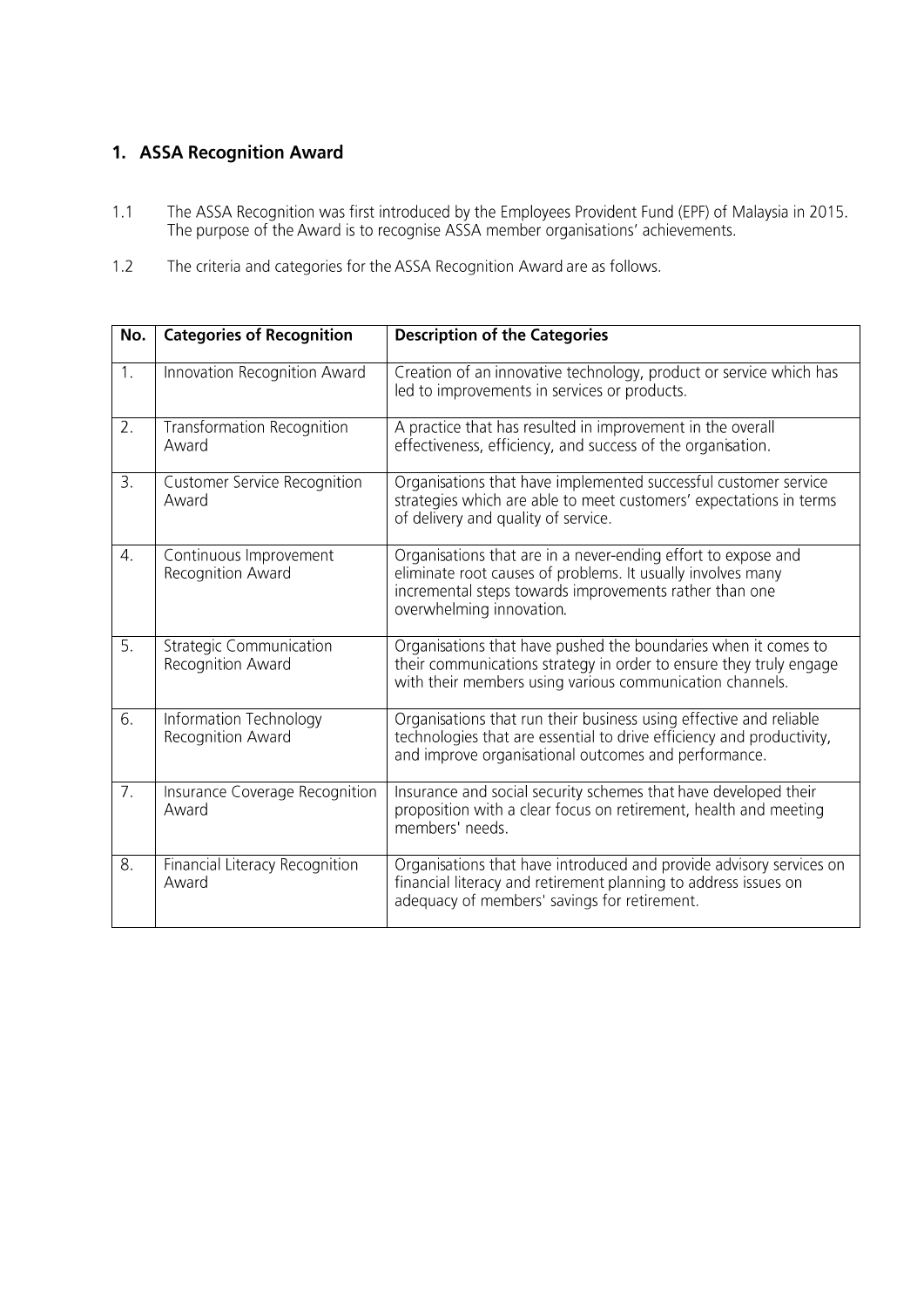## 1. ASSA Recognition Award

1.1 The ASSA Recognition was first introduced by the Employees Provident Fund (EPF) of Malaysia in 2015. The purpose of the Award is to recognise ASSA member organisations' achievements.

1.2 The criteria and categories for the ASSA Recognition Award are as follows.

| No. | Categories of Recognition | Description of the Categories |
|---|---|---|
| 1. | Innovation Recognition Award | Creation of an innovative technology, product or service which has led to improvements in services or products. |
| 2. | Transformation Recognition Award | A practice that has resulted in improvement in the overall effectiveness, efficiency, and success of the organisation. |
| 3. | Customer Service Recognition Award | Organisations that have implemented successful customer service strategies which are able to meet customers' expectations in terms of delivery and quality of service. |
| 4. | Continuous Improvement Recognition Award | Organisations that are in a never-ending effort to expose and eliminate root causes of problems. It usually involves many incremental steps towards improvements rather than one overwhelming innovation. |
| 5. | Strategic Communication Recognition Award | Organisations that have pushed the boundaries when it comes to their communications strategy in order to ensure they truly engage with their members using various communication channels. |
| 6. | Information Technology Recognition Award | Organisations that run their business using effective and reliable technologies that are essential to drive efficiency and productivity, and improve organisational outcomes and performance. |
| 7. | Insurance Coverage Recognition Award | Insurance and social security schemes that have developed their proposition with a clear focus on retirement, health and meeting members' needs. |
| 8. | Financial Literacy Recognition Award | Organisations that have introduced and provide advisory services on financial literacy and retirement planning to address issues on adequacy of members' savings for retirement. |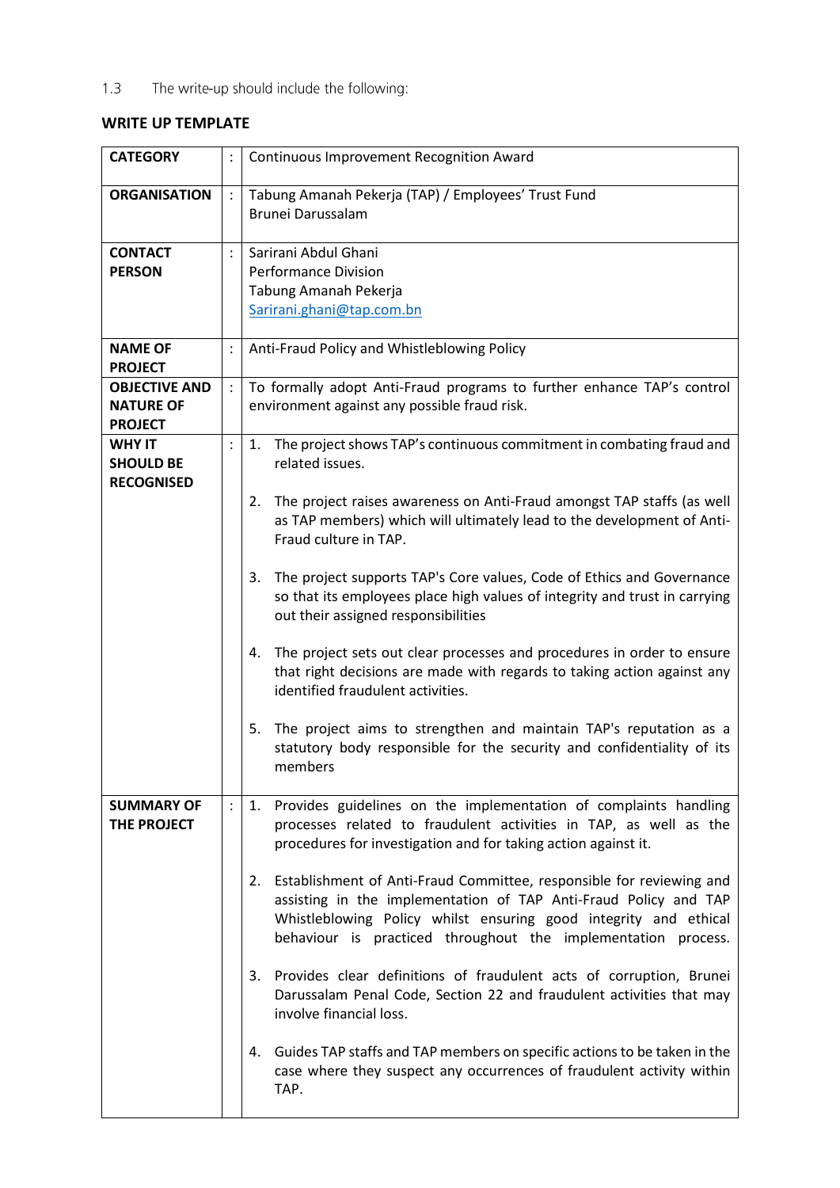1.3 The write-up should include the following:

**WRITE UP TEMPLATE**

| | | |
|---|---|---|
| **CATEGORY** | : | Continuous Improvement Recognition Award |
| **ORGANISATION** | : | Tabung Amanah Pekerja (TAP) / Employees' Trust Fund<br>Brunei Darussalam |
| **CONTACT PERSON** | : | Sarirani Abdul Ghani<br>Performance Division<br>Tabung Amanah Pekerja<br>Sarirani.ghani@tap.com.bn |
| **NAME OF PROJECT** | : | Anti-Fraud Policy and Whistleblowing Policy |
| **OBJECTIVE AND NATURE OF PROJECT** | : | To formally adopt Anti-Fraud programs to further enhance TAP's control environment against any possible fraud risk. |
| **WHY IT SHOULD BE RECOGNISED** | : | 1. The project shows TAP's continuous commitment in combating fraud and related issues.<br><br>2. The project raises awareness on Anti-Fraud amongst TAP staffs (as well as TAP members) which will ultimately lead to the development of Anti-Fraud culture in TAP.<br><br>3. The project supports TAP's Core values, Code of Ethics and Governance so that its employees place high values of integrity and trust in carrying out their assigned responsibilities<br><br>4. The project sets out clear processes and procedures in order to ensure that right decisions are made with regards to taking action against any identified fraudulent activities.<br><br>5. The project aims to strengthen and maintain TAP's reputation as a statutory body responsible for the security and confidentiality of its members |
| **SUMMARY OF THE PROJECT** | : | 1. Provides guidelines on the implementation of complaints handling processes related to fraudulent activities in TAP, as well as the procedures for investigation and for taking action against it.<br><br>2. Establishment of Anti-Fraud Committee, responsible for reviewing and assisting in the implementation of TAP Anti-Fraud Policy and TAP Whistleblowing Policy whilst ensuring good integrity and ethical behaviour is practiced throughout the implementation process.<br><br>3. Provides clear definitions of fraudulent acts of corruption, Brunei Darussalam Penal Code, Section 22 and fraudulent activities that may involve financial loss.<br><br>4. Guides TAP staffs and TAP members on specific actions to be taken in the case where they suspect any occurrences of fraudulent activity within TAP. |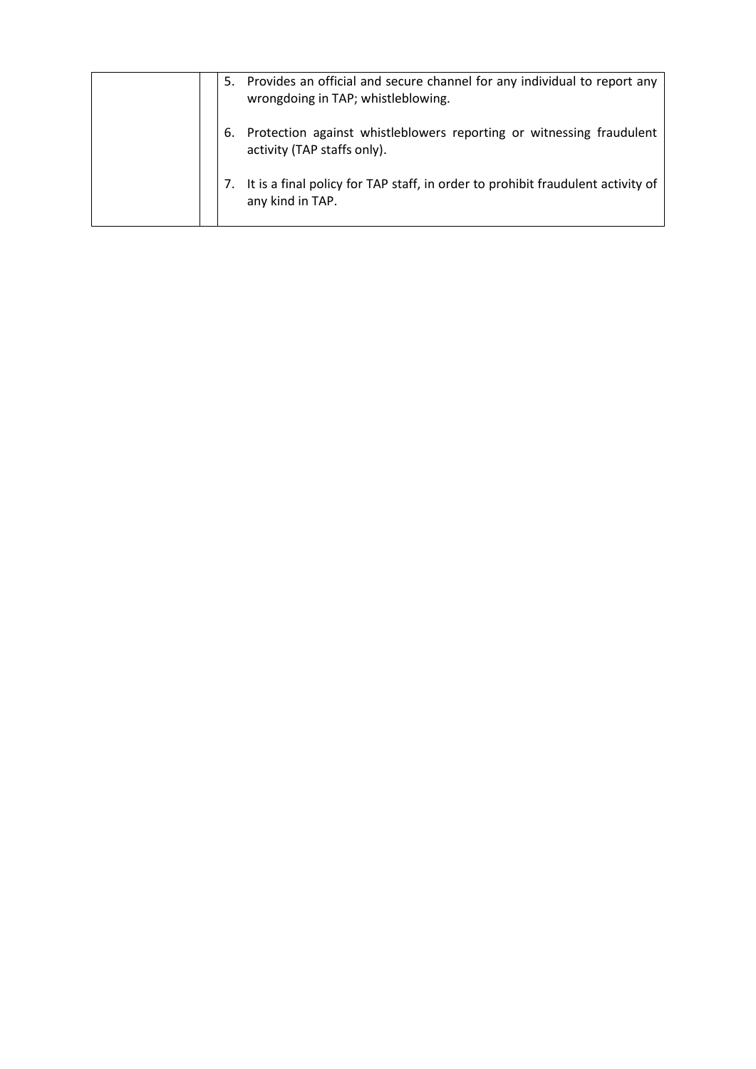| | | |
|---|---|---|
| | | 5. Provides an official and secure channel for any individual to report any wrongdoing in TAP; whistleblowing.<br><br>6. Protection against whistleblowers reporting or witnessing fraudulent activity (TAP staffs only).<br><br>7. It is a final policy for TAP staff, in order to prohibit fraudulent activity of any kind in TAP. |